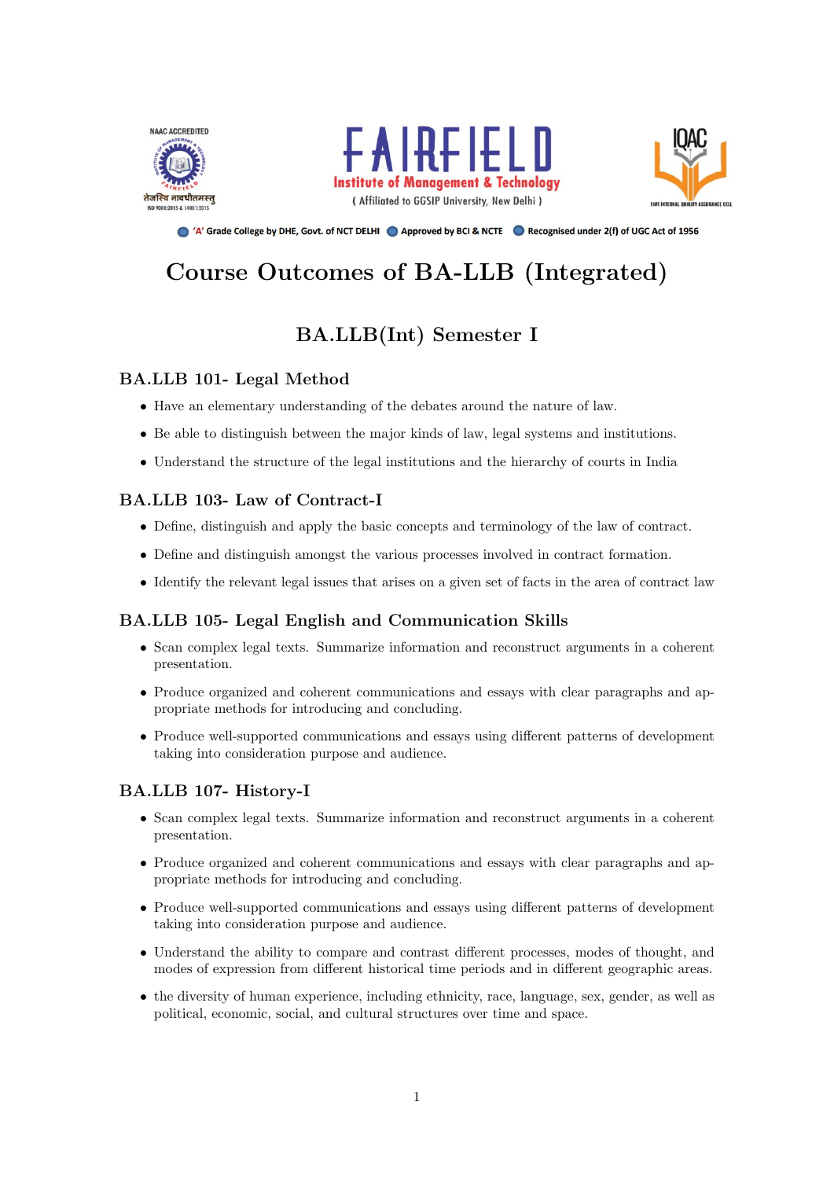NAAC ACCREDITED

तेजस्वि नावधीतमस्तु

ISO 9001:2015 & 14001:2015

**FAIRFIELD**

**Institute of Management & Technology**

( Affiliated to GGSIP University, New Delhi )

IQAC

FIMT INTERNAL QUALITY ASSURANCE CELL

'A' Grade College by DHE, Govt. of NCT DELHI · Approved by BCI & NCTE · Recognised under 2(f) of UGC Act of 1956

# Course Outcomes of BA-LLB (Integrated)

## BA.LLB(Int) Semester I

### BA.LLB 101- Legal Method

- Have an elementary understanding of the debates around the nature of law.
- Be able to distinguish between the major kinds of law, legal systems and institutions.
- Understand the structure of the legal institutions and the hierarchy of courts in India

### BA.LLB 103- Law of Contract-I

- Define, distinguish and apply the basic concepts and terminology of the law of contract.
- Define and distinguish amongst the various processes involved in contract formation.
- Identify the relevant legal issues that arises on a given set of facts in the area of contract law

### BA.LLB 105- Legal English and Communication Skills

- Scan complex legal texts. Summarize information and reconstruct arguments in a coherent presentation.
- Produce organized and coherent communications and essays with clear paragraphs and appropriate methods for introducing and concluding.
- Produce well-supported communications and essays using different patterns of development taking into consideration purpose and audience.

### BA.LLB 107- History-I

- Scan complex legal texts. Summarize information and reconstruct arguments in a coherent presentation.
- Produce organized and coherent communications and essays with clear paragraphs and appropriate methods for introducing and concluding.
- Produce well-supported communications and essays using different patterns of development taking into consideration purpose and audience.
- Understand the ability to compare and contrast different processes, modes of thought, and modes of expression from different historical time periods and in different geographic areas.
- the diversity of human experience, including ethnicity, race, language, sex, gender, as well as political, economic, social, and cultural structures over time and space.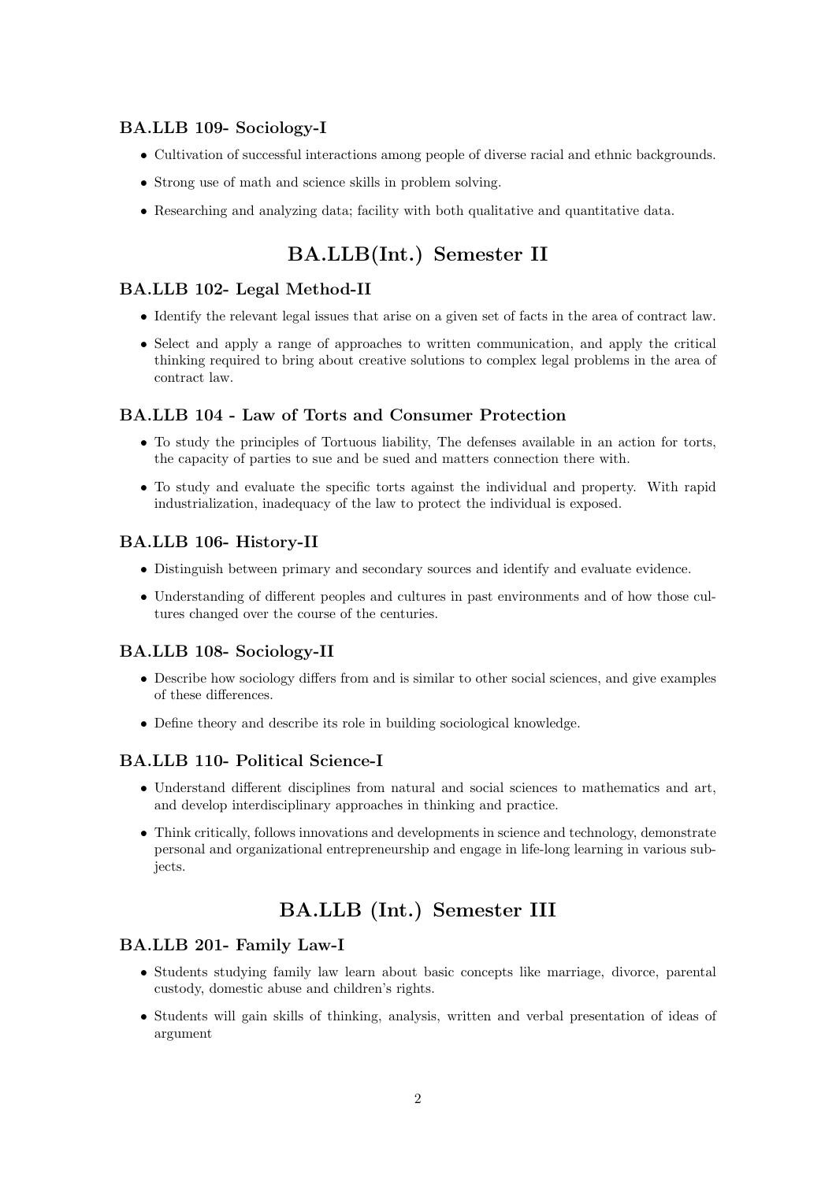### BA.LLB 109- Sociology-I

- Cultivation of successful interactions among people of diverse racial and ethnic backgrounds.
- Strong use of math and science skills in problem solving.
- Researching and analyzing data; facility with both qualitative and quantitative data.

## BA.LLB(Int.) Semester II

### BA.LLB 102- Legal Method-II

- Identify the relevant legal issues that arise on a given set of facts in the area of contract law.
- Select and apply a range of approaches to written communication, and apply the critical thinking required to bring about creative solutions to complex legal problems in the area of contract law.

### BA.LLB 104 - Law of Torts and Consumer Protection

- To study the principles of Tortuous liability, The defenses available in an action for torts, the capacity of parties to sue and be sued and matters connection there with.
- To study and evaluate the specific torts against the individual and property. With rapid industrialization, inadequacy of the law to protect the individual is exposed.

### BA.LLB 106- History-II

- Distinguish between primary and secondary sources and identify and evaluate evidence.
- Understanding of different peoples and cultures in past environments and of how those cultures changed over the course of the centuries.

### BA.LLB 108- Sociology-II

- Describe how sociology differs from and is similar to other social sciences, and give examples of these differences.
- Define theory and describe its role in building sociological knowledge.

### BA.LLB 110- Political Science-I

- Understand different disciplines from natural and social sciences to mathematics and art, and develop interdisciplinary approaches in thinking and practice.
- Think critically, follows innovations and developments in science and technology, demonstrate personal and organizational entrepreneurship and engage in life-long learning in various subjects.

## BA.LLB (Int.) Semester III

### BA.LLB 201- Family Law-I

- Students studying family law learn about basic concepts like marriage, divorce, parental custody, domestic abuse and children's rights.
- Students will gain skills of thinking, analysis, written and verbal presentation of ideas of argument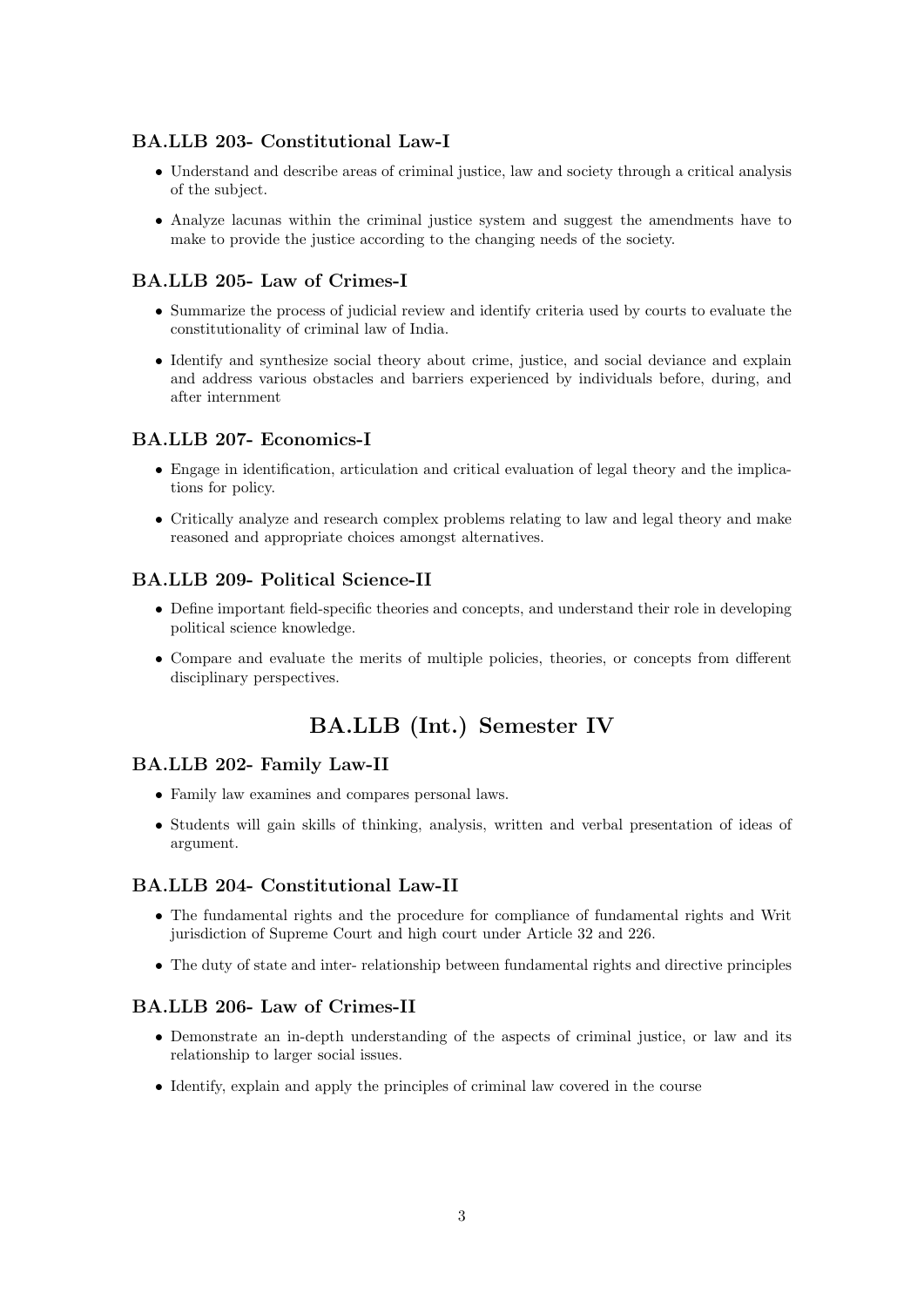### BA.LLB 203- Constitutional Law-I

- Understand and describe areas of criminal justice, law and society through a critical analysis of the subject.
- Analyze lacunas within the criminal justice system and suggest the amendments have to make to provide the justice according to the changing needs of the society.

### BA.LLB 205- Law of Crimes-I

- Summarize the process of judicial review and identify criteria used by courts to evaluate the constitutionality of criminal law of India.
- Identify and synthesize social theory about crime, justice, and social deviance and explain and address various obstacles and barriers experienced by individuals before, during, and after internment

### BA.LLB 207- Economics-I

- Engage in identification, articulation and critical evaluation of legal theory and the implications for policy.
- Critically analyze and research complex problems relating to law and legal theory and make reasoned and appropriate choices amongst alternatives.

### BA.LLB 209- Political Science-II

- Define important field-specific theories and concepts, and understand their role in developing political science knowledge.
- Compare and evaluate the merits of multiple policies, theories, or concepts from different disciplinary perspectives.

## BA.LLB (Int.) Semester IV

### BA.LLB 202- Family Law-II

- Family law examines and compares personal laws.
- Students will gain skills of thinking, analysis, written and verbal presentation of ideas of argument.

### BA.LLB 204- Constitutional Law-II

- The fundamental rights and the procedure for compliance of fundamental rights and Writ jurisdiction of Supreme Court and high court under Article 32 and 226.
- The duty of state and inter- relationship between fundamental rights and directive principles

### BA.LLB 206- Law of Crimes-II

- Demonstrate an in-depth understanding of the aspects of criminal justice, or law and its relationship to larger social issues.
- Identify, explain and apply the principles of criminal law covered in the course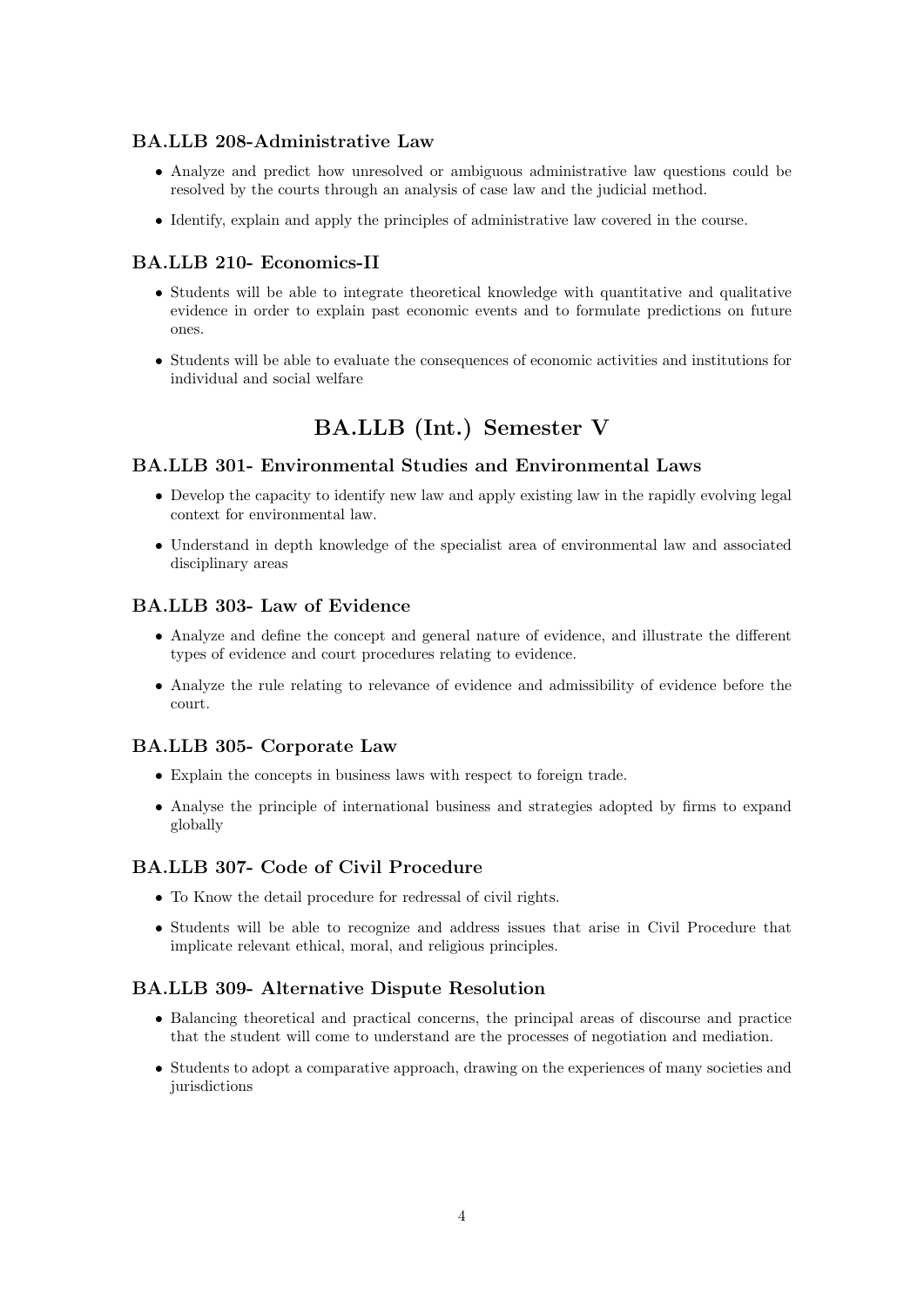### BA.LLB 208-Administrative Law

- Analyze and predict how unresolved or ambiguous administrative law questions could be resolved by the courts through an analysis of case law and the judicial method.
- Identify, explain and apply the principles of administrative law covered in the course.

### BA.LLB 210- Economics-II

- Students will be able to integrate theoretical knowledge with quantitative and qualitative evidence in order to explain past economic events and to formulate predictions on future ones.
- Students will be able to evaluate the consequences of economic activities and institutions for individual and social welfare

## BA.LLB (Int.) Semester V

### BA.LLB 301- Environmental Studies and Environmental Laws

- Develop the capacity to identify new law and apply existing law in the rapidly evolving legal context for environmental law.
- Understand in depth knowledge of the specialist area of environmental law and associated disciplinary areas

### BA.LLB 303- Law of Evidence

- Analyze and define the concept and general nature of evidence, and illustrate the different types of evidence and court procedures relating to evidence.
- Analyze the rule relating to relevance of evidence and admissibility of evidence before the court.

### BA.LLB 305- Corporate Law

- Explain the concepts in business laws with respect to foreign trade.
- Analyse the principle of international business and strategies adopted by firms to expand globally

### BA.LLB 307- Code of Civil Procedure

- To Know the detail procedure for redressal of civil rights.
- Students will be able to recognize and address issues that arise in Civil Procedure that implicate relevant ethical, moral, and religious principles.

### BA.LLB 309- Alternative Dispute Resolution

- Balancing theoretical and practical concerns, the principal areas of discourse and practice that the student will come to understand are the processes of negotiation and mediation.
- Students to adopt a comparative approach, drawing on the experiences of many societies and jurisdictions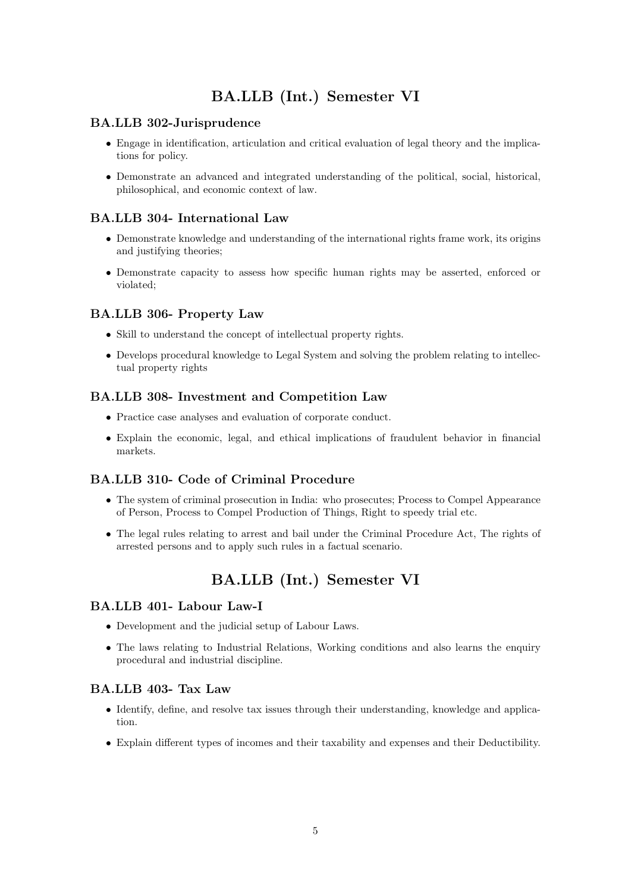## BA.LLB (Int.) Semester VI

### BA.LLB 302-Jurisprudence

- Engage in identification, articulation and critical evaluation of legal theory and the implications for policy.
- Demonstrate an advanced and integrated understanding of the political, social, historical, philosophical, and economic context of law.

### BA.LLB 304- International Law

- Demonstrate knowledge and understanding of the international rights frame work, its origins and justifying theories;
- Demonstrate capacity to assess how specific human rights may be asserted, enforced or violated;

### BA.LLB 306- Property Law

- Skill to understand the concept of intellectual property rights.
- Develops procedural knowledge to Legal System and solving the problem relating to intellectual property rights

### BA.LLB 308- Investment and Competition Law

- Practice case analyses and evaluation of corporate conduct.
- Explain the economic, legal, and ethical implications of fraudulent behavior in financial markets.

### BA.LLB 310- Code of Criminal Procedure

- The system of criminal prosecution in India: who prosecutes; Process to Compel Appearance of Person, Process to Compel Production of Things, Right to speedy trial etc.
- The legal rules relating to arrest and bail under the Criminal Procedure Act, The rights of arrested persons and to apply such rules in a factual scenario.

## BA.LLB (Int.) Semester VI

### BA.LLB 401- Labour Law-I

- Development and the judicial setup of Labour Laws.
- The laws relating to Industrial Relations, Working conditions and also learns the enquiry procedural and industrial discipline.

### BA.LLB 403- Tax Law

- Identify, define, and resolve tax issues through their understanding, knowledge and application.
- Explain different types of incomes and their taxability and expenses and their Deductibility.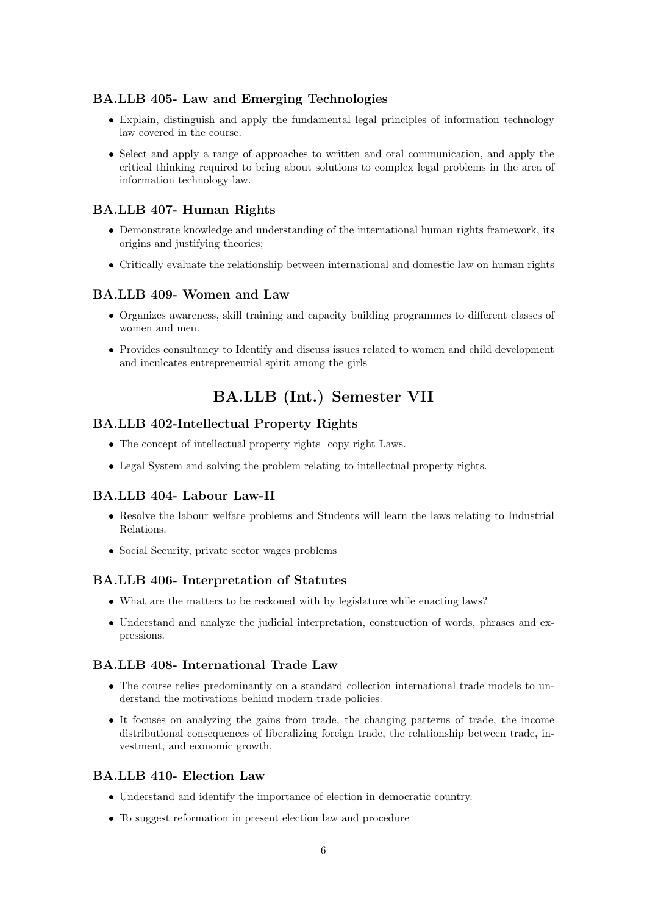### BA.LLB 405- Law and Emerging Technologies

- Explain, distinguish and apply the fundamental legal principles of information technology law covered in the course.
- Select and apply a range of approaches to written and oral communication, and apply the critical thinking required to bring about solutions to complex legal problems in the area of information technology law.

### BA.LLB 407- Human Rights

- Demonstrate knowledge and understanding of the international human rights framework, its origins and justifying theories;
- Critically evaluate the relationship between international and domestic law on human rights

### BA.LLB 409- Women and Law

- Organizes awareness, skill training and capacity building programmes to different classes of women and men.
- Provides consultancy to Identify and discuss issues related to women and child development and inculcates entrepreneurial spirit among the girls

## BA.LLB (Int.) Semester VII

### BA.LLB 402-Intellectual Property Rights

- The concept of intellectual property rights copy right Laws.
- Legal System and solving the problem relating to intellectual property rights.

### BA.LLB 404- Labour Law-II

- Resolve the labour welfare problems and Students will learn the laws relating to Industrial Relations.
- Social Security, private sector wages problems

### BA.LLB 406- Interpretation of Statutes

- What are the matters to be reckoned with by legislature while enacting laws?
- Understand and analyze the judicial interpretation, construction of words, phrases and expressions.

### BA.LLB 408- International Trade Law

- The course relies predominantly on a standard collection international trade models to understand the motivations behind modern trade policies.
- It focuses on analyzing the gains from trade, the changing patterns of trade, the income distributional consequences of liberalizing foreign trade, the relationship between trade, investment, and economic growth,

### BA.LLB 410- Election Law

- Understand and identify the importance of election in democratic country.
- To suggest reformation in present election law and procedure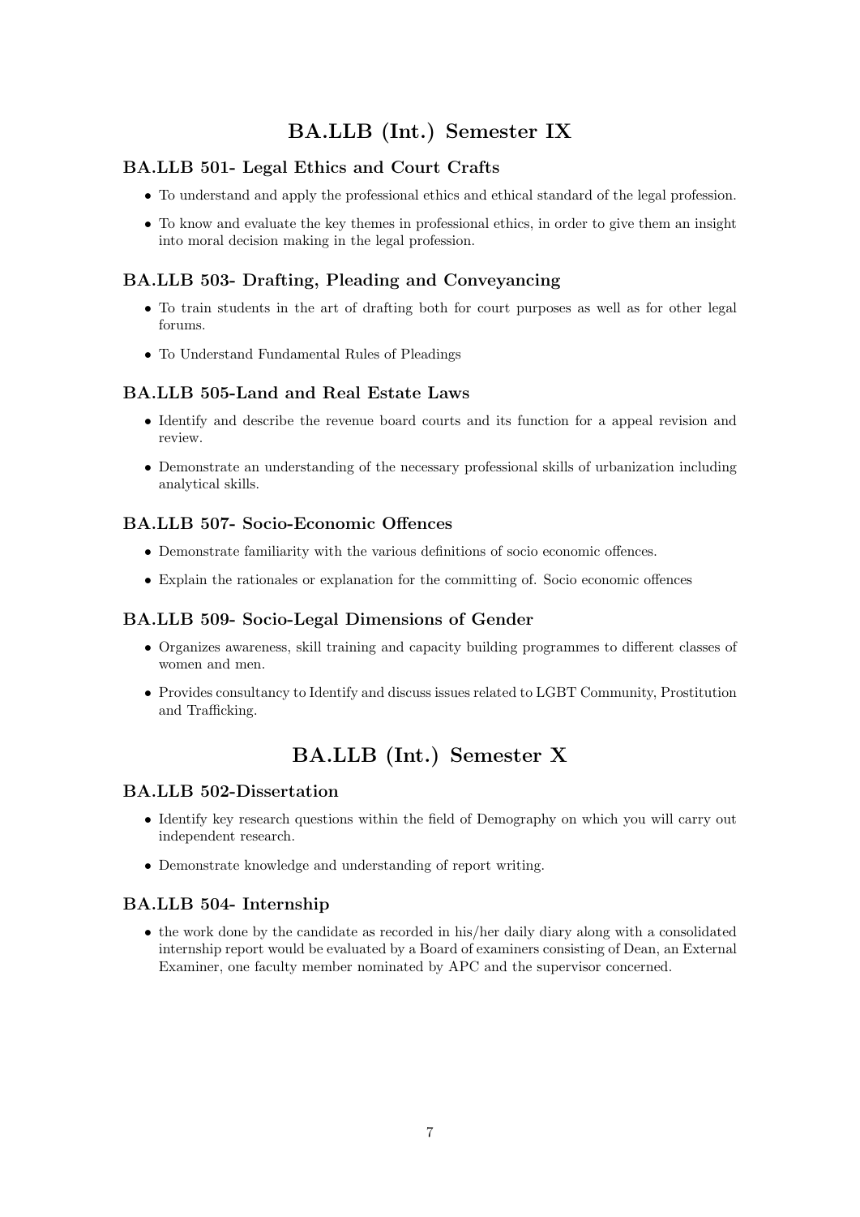# BA.LLB (Int.) Semester IX

### BA.LLB 501- Legal Ethics and Court Crafts

- To understand and apply the professional ethics and ethical standard of the legal profession.
- To know and evaluate the key themes in professional ethics, in order to give them an insight into moral decision making in the legal profession.

### BA.LLB 503- Drafting, Pleading and Conveyancing

- To train students in the art of drafting both for court purposes as well as for other legal forums.
- To Understand Fundamental Rules of Pleadings

### BA.LLB 505-Land and Real Estate Laws

- Identify and describe the revenue board courts and its function for a appeal revision and review.
- Demonstrate an understanding of the necessary professional skills of urbanization including analytical skills.

### BA.LLB 507- Socio-Economic Offences

- Demonstrate familiarity with the various definitions of socio economic offences.
- Explain the rationales or explanation for the committing of. Socio economic offences

### BA.LLB 509- Socio-Legal Dimensions of Gender

- Organizes awareness, skill training and capacity building programmes to different classes of women and men.
- Provides consultancy to Identify and discuss issues related to LGBT Community, Prostitution and Trafficking.

# BA.LLB (Int.) Semester X

### BA.LLB 502-Dissertation

- Identify key research questions within the field of Demography on which you will carry out independent research.
- Demonstrate knowledge and understanding of report writing.

### BA.LLB 504- Internship

- the work done by the candidate as recorded in his/her daily diary along with a consolidated internship report would be evaluated by a Board of examiners consisting of Dean, an External Examiner, one faculty member nominated by APC and the supervisor concerned.